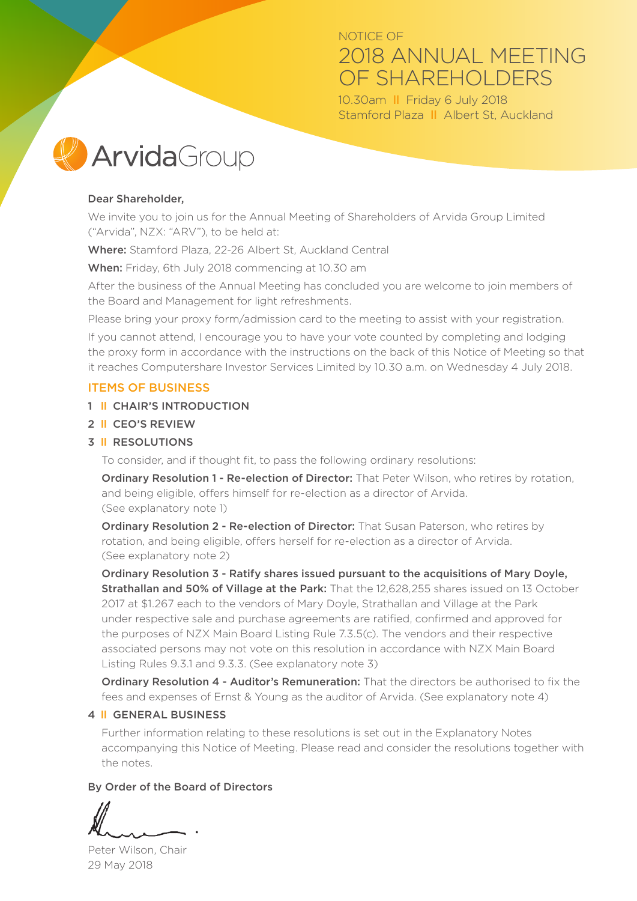# NOTICE OF 2018 ANNUAL MEETING OF SHAREHOLDERS

10.30am ll Friday 6 July 2018
Stamford Plaza ll Albert St, Auckland

ArvidaGroup

**Dear Shareholder,**

We invite you to join us for the Annual Meeting of Shareholders of Arvida Group Limited ("Arvida", NZX: "ARV"), to be held at:

**Where:** Stamford Plaza, 22-26 Albert St, Auckland Central

**When:** Friday, 6th July 2018 commencing at 10.30 am

After the business of the Annual Meeting has concluded you are welcome to join members of the Board and Management for light refreshments.

Please bring your proxy form/admission card to the meeting to assist with your registration.

If you cannot attend, I encourage you to have your vote counted by completing and lodging the proxy form in accordance with the instructions on the back of this Notice of Meeting so that it reaches Computershare Investor Services Limited by 10.30 a.m. on Wednesday 4 July 2018.

## ITEMS OF BUSINESS

### 1 ll CHAIR'S INTRODUCTION

### 2 ll CEO'S REVIEW

### 3 ll RESOLUTIONS

To consider, and if thought fit, to pass the following ordinary resolutions:

**Ordinary Resolution 1 - Re-election of Director:** That Peter Wilson, who retires by rotation, and being eligible, offers himself for re-election as a director of Arvida. (See explanatory note 1)

**Ordinary Resolution 2 - Re-election of Director:** That Susan Paterson, who retires by rotation, and being eligible, offers herself for re-election as a director of Arvida. (See explanatory note 2)

**Ordinary Resolution 3 - Ratify shares issued pursuant to the acquisitions of Mary Doyle, Strathallan and 50% of Village at the Park:** That the 12,628,255 shares issued on 13 October 2017 at $1.267 each to the vendors of Mary Doyle, Strathallan and Village at the Park under respective sale and purchase agreements are ratified, confirmed and approved for the purposes of NZX Main Board Listing Rule 7.3.5(c). The vendors and their respective associated persons may not vote on this resolution in accordance with NZX Main Board Listing Rules 9.3.1 and 9.3.3. (See explanatory note 3)

**Ordinary Resolution 4 - Auditor's Remuneration:** That the directors be authorised to fix the fees and expenses of Ernst & Young as the auditor of Arvida. (See explanatory note 4)

### 4 ll GENERAL BUSINESS

Further information relating to these resolutions is set out in the Explanatory Notes accompanying this Notice of Meeting. Please read and consider the resolutions together with the notes.

**By Order of the Board of Directors**

Peter Wilson, Chair
29 May 2018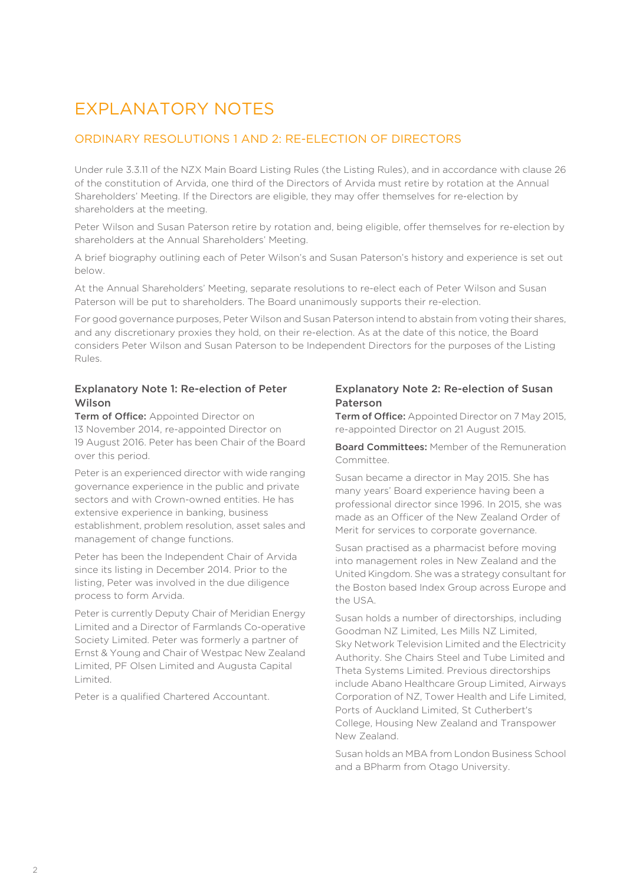# EXPLANATORY NOTES

## ORDINARY RESOLUTIONS 1 AND 2: RE-ELECTION OF DIRECTORS

Under rule 3.3.11 of the NZX Main Board Listing Rules (the Listing Rules), and in accordance with clause 26 of the constitution of Arvida, one third of the Directors of Arvida must retire by rotation at the Annual Shareholders' Meeting. If the Directors are eligible, they may offer themselves for re-election by shareholders at the meeting.

Peter Wilson and Susan Paterson retire by rotation and, being eligible, offer themselves for re-election by shareholders at the Annual Shareholders' Meeting.

A brief biography outlining each of Peter Wilson's and Susan Paterson's history and experience is set out below.

At the Annual Shareholders' Meeting, separate resolutions to re-elect each of Peter Wilson and Susan Paterson will be put to shareholders. The Board unanimously supports their re-election.

For good governance purposes, Peter Wilson and Susan Paterson intend to abstain from voting their shares, and any discretionary proxies they hold, on their re-election. As at the date of this notice, the Board considers Peter Wilson and Susan Paterson to be Independent Directors for the purposes of the Listing Rules.

### Explanatory Note 1: Re-election of Peter Wilson

**Term of Office:** Appointed Director on 13 November 2014, re-appointed Director on 19 August 2016. Peter has been Chair of the Board over this period.

Peter is an experienced director with wide ranging governance experience in the public and private sectors and with Crown-owned entities. He has extensive experience in banking, business establishment, problem resolution, asset sales and management of change functions.

Peter has been the Independent Chair of Arvida since its listing in December 2014. Prior to the listing, Peter was involved in the due diligence process to form Arvida.

Peter is currently Deputy Chair of Meridian Energy Limited and a Director of Farmlands Co-operative Society Limited. Peter was formerly a partner of Ernst & Young and Chair of Westpac New Zealand Limited, PF Olsen Limited and Augusta Capital Limited.

Peter is a qualified Chartered Accountant.

### Explanatory Note 2: Re-election of Susan Paterson

**Term of Office:** Appointed Director on 7 May 2015, re-appointed Director on 21 August 2015.

**Board Committees:** Member of the Remuneration Committee.

Susan became a director in May 2015. She has many years' Board experience having been a professional director since 1996. In 2015, she was made as an Officer of the New Zealand Order of Merit for services to corporate governance.

Susan practised as a pharmacist before moving into management roles in New Zealand and the United Kingdom. She was a strategy consultant for the Boston based Index Group across Europe and the USA.

Susan holds a number of directorships, including Goodman NZ Limited, Les Mills NZ Limited, Sky Network Television Limited and the Electricity Authority. She Chairs Steel and Tube Limited and Theta Systems Limited. Previous directorships include Abano Healthcare Group Limited, Airways Corporation of NZ, Tower Health and Life Limited, Ports of Auckland Limited, St Cutherbert's College, Housing New Zealand and Transpower New Zealand.

Susan holds an MBA from London Business School and a BPharm from Otago University.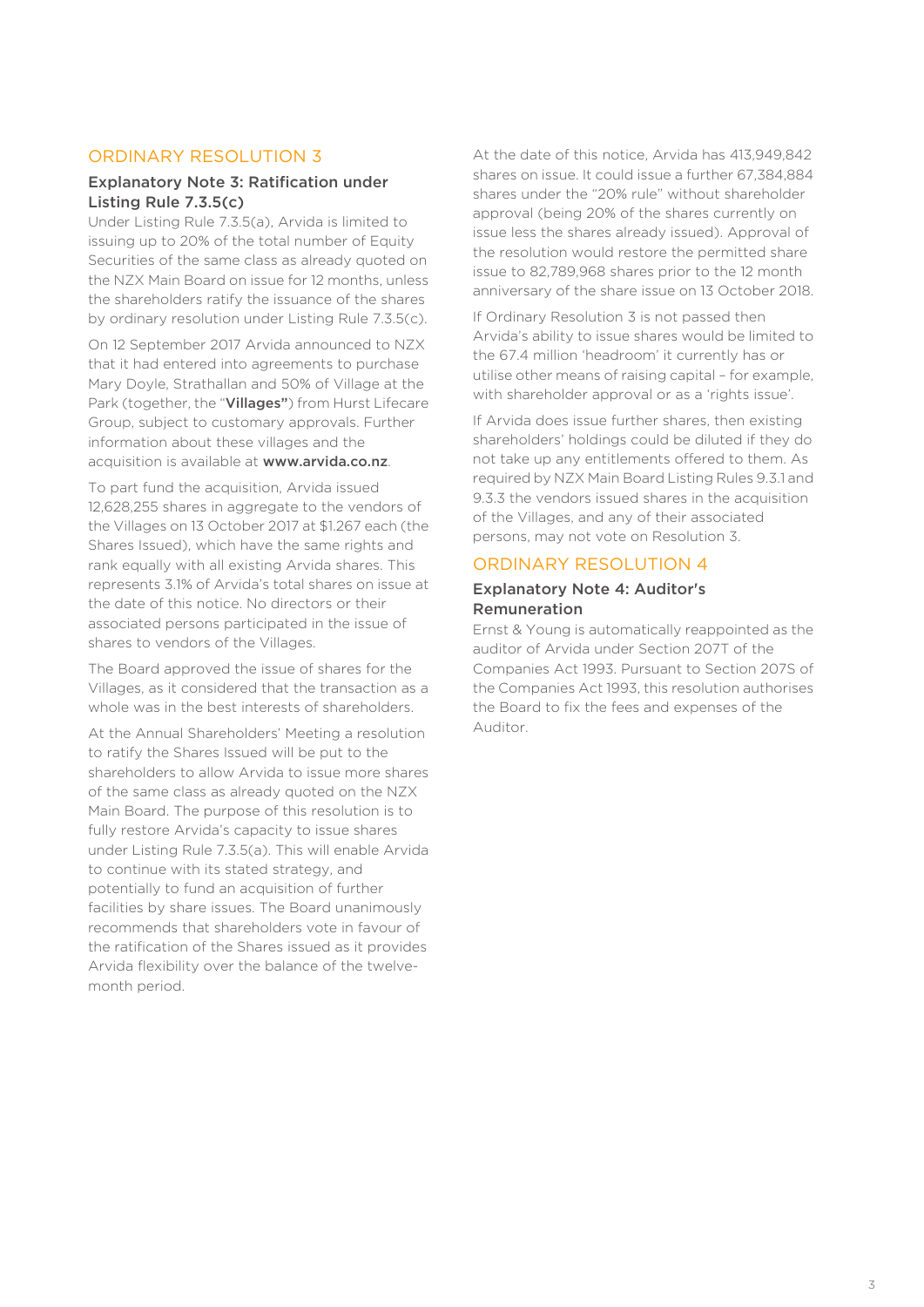## ORDINARY RESOLUTION 3

### Explanatory Note 3: Ratification under Listing Rule 7.3.5(c)

Under Listing Rule 7.3.5(a), Arvida is limited to issuing up to 20% of the total number of Equity Securities of the same class as already quoted on the NZX Main Board on issue for 12 months, unless the shareholders ratify the issuance of the shares by ordinary resolution under Listing Rule 7.3.5(c).

On 12 September 2017 Arvida announced to NZX that it had entered into agreements to purchase Mary Doyle, Strathallan and 50% of Village at the Park (together, the "**Villages"**) from Hurst Lifecare Group, subject to customary approvals. Further information about these villages and the acquisition is available at **www.arvida.co.nz**.

To part fund the acquisition, Arvida issued 12,628,255 shares in aggregate to the vendors of the Villages on 13 October 2017 at $1.267 each (the Shares Issued), which have the same rights and rank equally with all existing Arvida shares. This represents 3.1% of Arvida's total shares on issue at the date of this notice. No directors or their associated persons participated in the issue of shares to vendors of the Villages.

The Board approved the issue of shares for the Villages, as it considered that the transaction as a whole was in the best interests of shareholders.

At the Annual Shareholders' Meeting a resolution to ratify the Shares Issued will be put to the shareholders to allow Arvida to issue more shares of the same class as already quoted on the NZX Main Board. The purpose of this resolution is to fully restore Arvida's capacity to issue shares under Listing Rule 7.3.5(a). This will enable Arvida to continue with its stated strategy, and potentially to fund an acquisition of further facilities by share issues. The Board unanimously recommends that shareholders vote in favour of the ratification of the Shares issued as it provides Arvida flexibility over the balance of the twelve-month period.

At the date of this notice, Arvida has 413,949,842 shares on issue. It could issue a further 67,384,884 shares under the "20% rule" without shareholder approval (being 20% of the shares currently on issue less the shares already issued). Approval of the resolution would restore the permitted share issue to 82,789,968 shares prior to the 12 month anniversary of the share issue on 13 October 2018.

If Ordinary Resolution 3 is not passed then Arvida's ability to issue shares would be limited to the 67.4 million 'headroom' it currently has or utilise other means of raising capital – for example, with shareholder approval or as a 'rights issue'.

If Arvida does issue further shares, then existing shareholders' holdings could be diluted if they do not take up any entitlements offered to them. As required by NZX Main Board Listing Rules 9.3.1 and 9.3.3 the vendors issued shares in the acquisition of the Villages, and any of their associated persons, may not vote on Resolution 3.

## ORDINARY RESOLUTION 4

### Explanatory Note 4: Auditor's Remuneration

Ernst & Young is automatically reappointed as the auditor of Arvida under Section 207T of the Companies Act 1993. Pursuant to Section 207S of the Companies Act 1993, this resolution authorises the Board to fix the fees and expenses of the Auditor.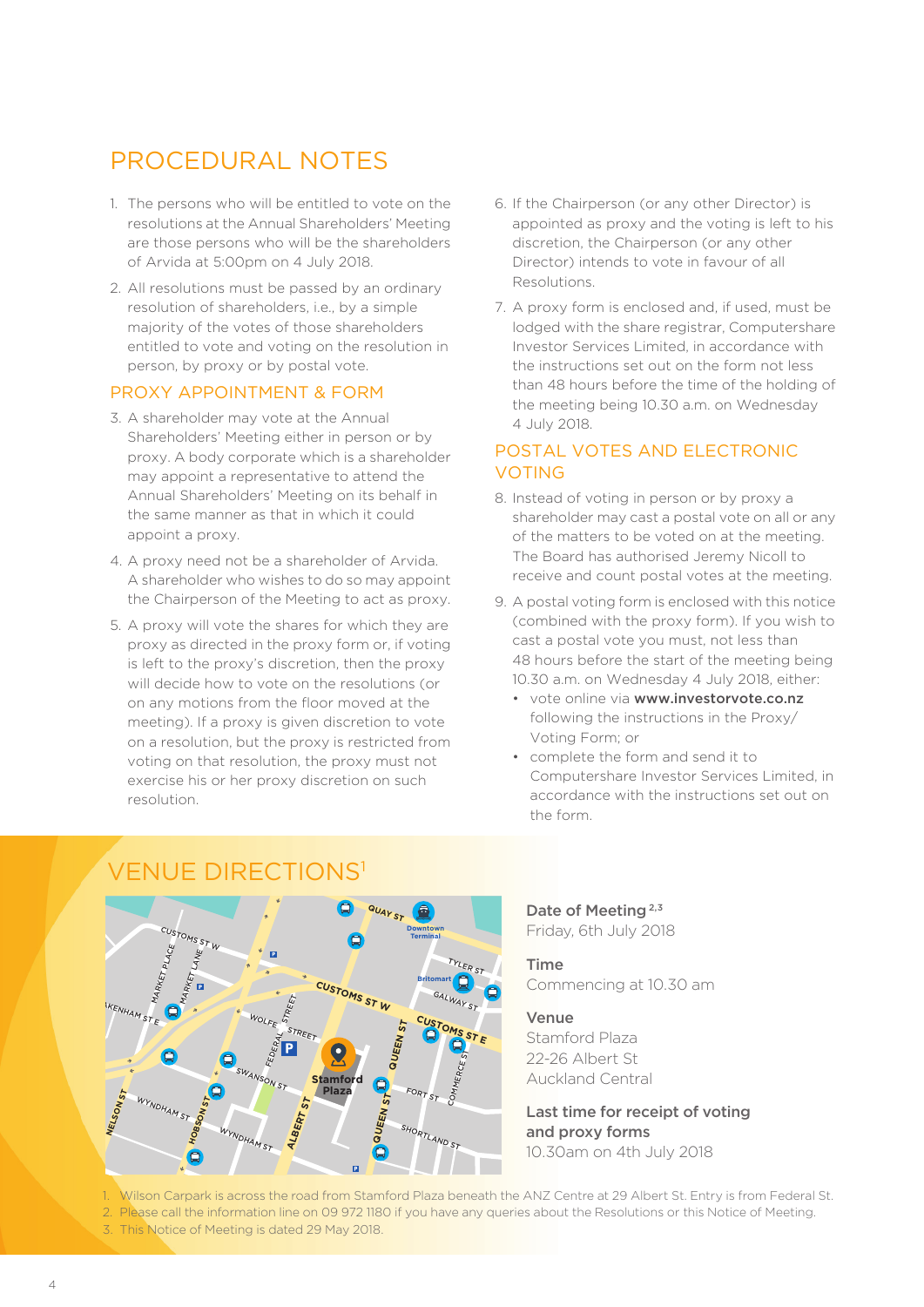# PROCEDURAL NOTES

1. The persons who will be entitled to vote on the resolutions at the Annual Shareholders' Meeting are those persons who will be the shareholders of Arvida at 5:00pm on 4 July 2018.
2. All resolutions must be passed by an ordinary resolution of shareholders, i.e., by a simple majority of the votes of those shareholders entitled to vote and voting on the resolution in person, by proxy or by postal vote.

## PROXY APPOINTMENT & FORM

3. A shareholder may vote at the Annual Shareholders' Meeting either in person or by proxy. A body corporate which is a shareholder may appoint a representative to attend the Annual Shareholders' Meeting on its behalf in the same manner as that in which it could appoint a proxy.
4. A proxy need not be a shareholder of Arvida. A shareholder who wishes to do so may appoint the Chairperson of the Meeting to act as proxy.
5. A proxy will vote the shares for which they are proxy as directed in the proxy form or, if voting is left to the proxy's discretion, then the proxy will decide how to vote on the resolutions (or on any motions from the floor moved at the meeting). If a proxy is given discretion to vote on a resolution, but the proxy is restricted from voting on that resolution, the proxy must not exercise his or her proxy discretion on such resolution.
6. If the Chairperson (or any other Director) is appointed as proxy and the voting is left to his discretion, the Chairperson (or any other Director) intends to vote in favour of all Resolutions.
7. A proxy form is enclosed and, if used, must be lodged with the share registrar, Computershare Investor Services Limited, in accordance with the instructions set out on the form not less than 48 hours before the time of the holding of the meeting being 10.30 a.m. on Wednesday 4 July 2018.

## POSTAL VOTES AND ELECTRONIC VOTING

8. Instead of voting in person or by proxy a shareholder may cast a postal vote on all or any of the matters to be voted on at the meeting. The Board has authorised Jeremy Nicoll to receive and count postal votes at the meeting.
9. A postal voting form is enclosed with this notice (combined with the proxy form). If you wish to cast a postal vote you must, not less than 48 hours before the start of the meeting being 10.30 a.m. on Wednesday 4 July 2018, either:
   - vote online via **www.investorvote.co.nz** following the instructions in the Proxy/ Voting Form; or
   - complete the form and send it to Computershare Investor Services Limited, in accordance with the instructions set out on the form.

# VENUE DIRECTIONS[1]

QUAY ST
Downtown Terminal
CUSTOMS ST W
TYLER ST
Britomart
GALWAY ST
MARKET PLACE
MARKET LANE
CUSTOMS ST W
AKENHAM ST E
WOLFE STREET
FEDERAL STREET
QUEEN ST
CUSTOMS ST E
COMMERCE ST
SWANSON ST
Stamford Plaza
FORT ST
NELSON ST
WYNDHAM ST
HOBSON ST
ALBERT ST
QUEEN ST
SHORTLAND ST
WYNDHAM ST

**Date of Meeting** [2,3]
Friday, 6th July 2018

**Time**
Commencing at 10.30 am

**Venue**
Stamford Plaza
22-26 Albert St
Auckland Central

**Last time for receipt of voting and proxy forms**
10.30am on 4th July 2018

1. Wilson Carpark is across the road from Stamford Plaza beneath the ANZ Centre at 29 Albert St. Entry is from Federal St.
2. Please call the information line on 09 972 1180 if you have any queries about the Resolutions or this Notice of Meeting.
3. This Notice of Meeting is dated 29 May 2018.